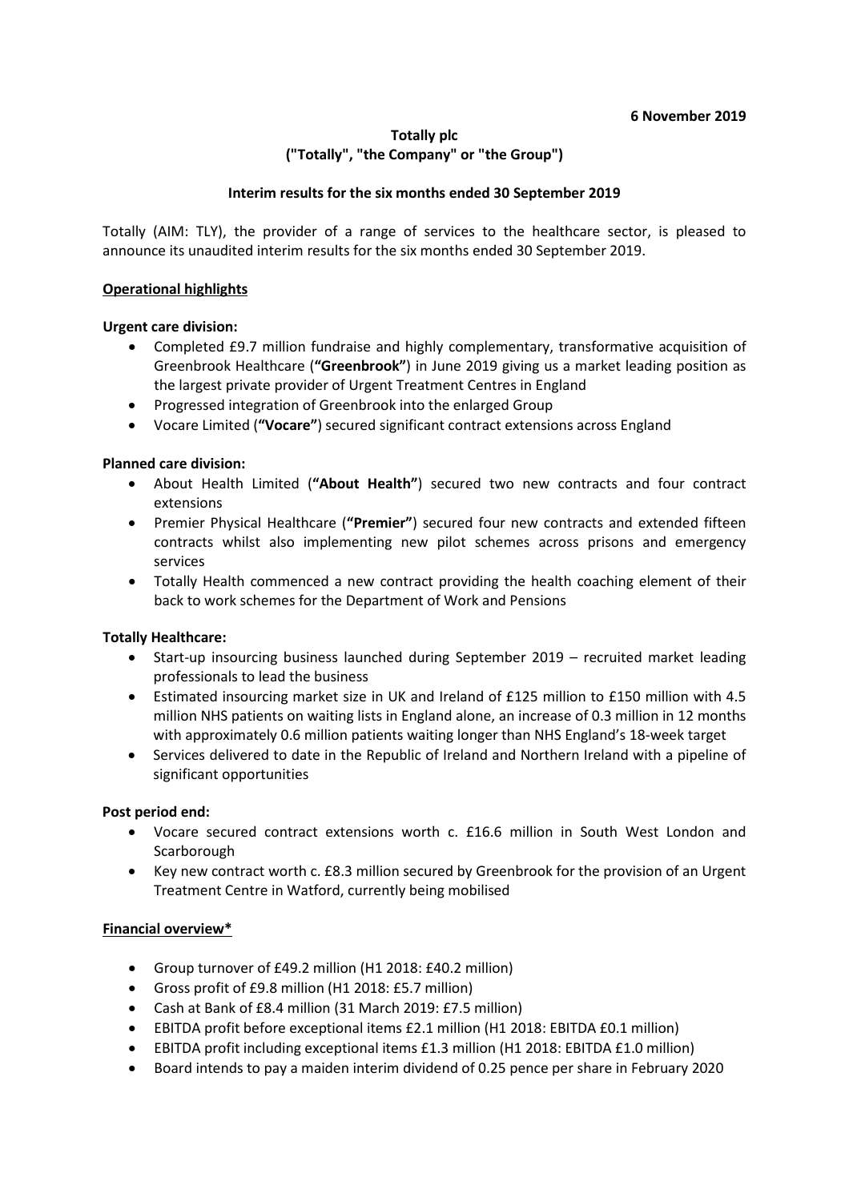**6 November 2019**

**Totally plc**
**("Totally", "the Company" or "the Group")**

**Interim results for the six months ended 30 September 2019**

Totally (AIM: TLY), the provider of a range of services to the healthcare sector, is pleased to announce its unaudited interim results for the six months ended 30 September 2019.

## Operational highlights

**Urgent care division:**

- Completed £9.7 million fundraise and highly complementary, transformative acquisition of Greenbrook Healthcare (**"Greenbrook"**) in June 2019 giving us a market leading position as the largest private provider of Urgent Treatment Centres in England
- Progressed integration of Greenbrook into the enlarged Group
- Vocare Limited (**"Vocare"**) secured significant contract extensions across England

**Planned care division:**

- About Health Limited (**"About Health"**) secured two new contracts and four contract extensions
- Premier Physical Healthcare (**"Premier"**) secured four new contracts and extended fifteen contracts whilst also implementing new pilot schemes across prisons and emergency services
- Totally Health commenced a new contract providing the health coaching element of their back to work schemes for the Department of Work and Pensions

**Totally Healthcare:**

- Start-up insourcing business launched during September 2019 – recruited market leading professionals to lead the business
- Estimated insourcing market size in UK and Ireland of £125 million to £150 million with 4.5 million NHS patients on waiting lists in England alone, an increase of 0.3 million in 12 months with approximately 0.6 million patients waiting longer than NHS England's 18-week target
- Services delivered to date in the Republic of Ireland and Northern Ireland with a pipeline of significant opportunities

**Post period end:**

- Vocare secured contract extensions worth c. £16.6 million in South West London and Scarborough
- Key new contract worth c. £8.3 million secured by Greenbrook for the provision of an Urgent Treatment Centre in Watford, currently being mobilised

## Financial overview*

- Group turnover of £49.2 million (H1 2018: £40.2 million)
- Gross profit of £9.8 million (H1 2018: £5.7 million)
- Cash at Bank of £8.4 million (31 March 2019: £7.5 million)
- EBITDA profit before exceptional items £2.1 million (H1 2018: EBITDA £0.1 million)
- EBITDA profit including exceptional items £1.3 million (H1 2018: EBITDA £1.0 million)
- Board intends to pay a maiden interim dividend of 0.25 pence per share in February 2020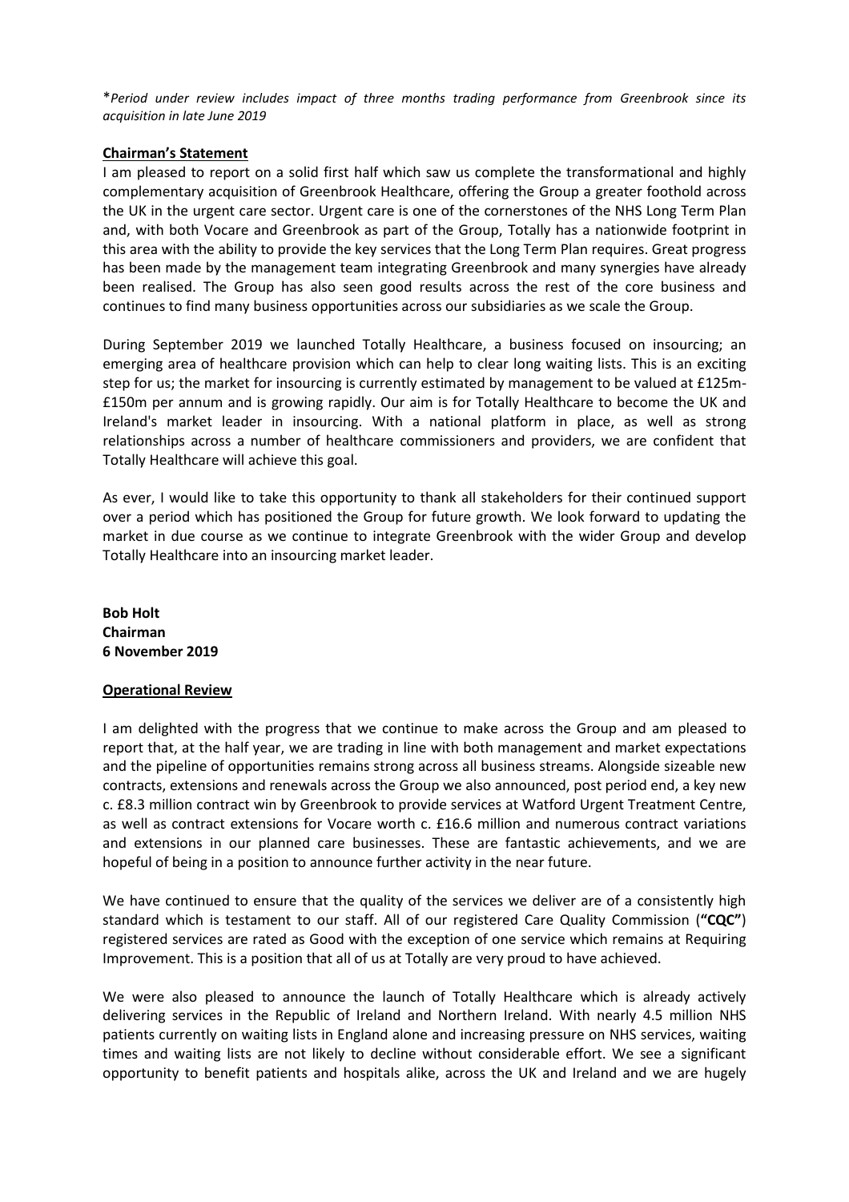**Period under review includes impact of three months trading performance from Greenbrook since its acquisition in late June 2019*

## Chairman's Statement

I am pleased to report on a solid first half which saw us complete the transformational and highly complementary acquisition of Greenbrook Healthcare, offering the Group a greater foothold across the UK in the urgent care sector. Urgent care is one of the cornerstones of the NHS Long Term Plan and, with both Vocare and Greenbrook as part of the Group, Totally has a nationwide footprint in this area with the ability to provide the key services that the Long Term Plan requires. Great progress has been made by the management team integrating Greenbrook and many synergies have already been realised. The Group has also seen good results across the rest of the core business and continues to find many business opportunities across our subsidiaries as we scale the Group.

During September 2019 we launched Totally Healthcare, a business focused on insourcing; an emerging area of healthcare provision which can help to clear long waiting lists. This is an exciting step for us; the market for insourcing is currently estimated by management to be valued at £125m-£150m per annum and is growing rapidly. Our aim is for Totally Healthcare to become the UK and Ireland's market leader in insourcing. With a national platform in place, as well as strong relationships across a number of healthcare commissioners and providers, we are confident that Totally Healthcare will achieve this goal.

As ever, I would like to take this opportunity to thank all stakeholders for their continued support over a period which has positioned the Group for future growth. We look forward to updating the market in due course as we continue to integrate Greenbrook with the wider Group and develop Totally Healthcare into an insourcing market leader.

**Bob Holt**
**Chairman**
**6 November 2019**

## Operational Review

I am delighted with the progress that we continue to make across the Group and am pleased to report that, at the half year, we are trading in line with both management and market expectations and the pipeline of opportunities remains strong across all business streams. Alongside sizeable new contracts, extensions and renewals across the Group we also announced, post period end, a key new c. £8.3 million contract win by Greenbrook to provide services at Watford Urgent Treatment Centre, as well as contract extensions for Vocare worth c. £16.6 million and numerous contract variations and extensions in our planned care businesses. These are fantastic achievements, and we are hopeful of being in a position to announce further activity in the near future.

We have continued to ensure that the quality of the services we deliver are of a consistently high standard which is testament to our staff. All of our registered Care Quality Commission (**"CQC"**) registered services are rated as Good with the exception of one service which remains at Requiring Improvement. This is a position that all of us at Totally are very proud to have achieved.

We were also pleased to announce the launch of Totally Healthcare which is already actively delivering services in the Republic of Ireland and Northern Ireland. With nearly 4.5 million NHS patients currently on waiting lists in England alone and increasing pressure on NHS services, waiting times and waiting lists are not likely to decline without considerable effort. We see a significant opportunity to benefit patients and hospitals alike, across the UK and Ireland and we are hugely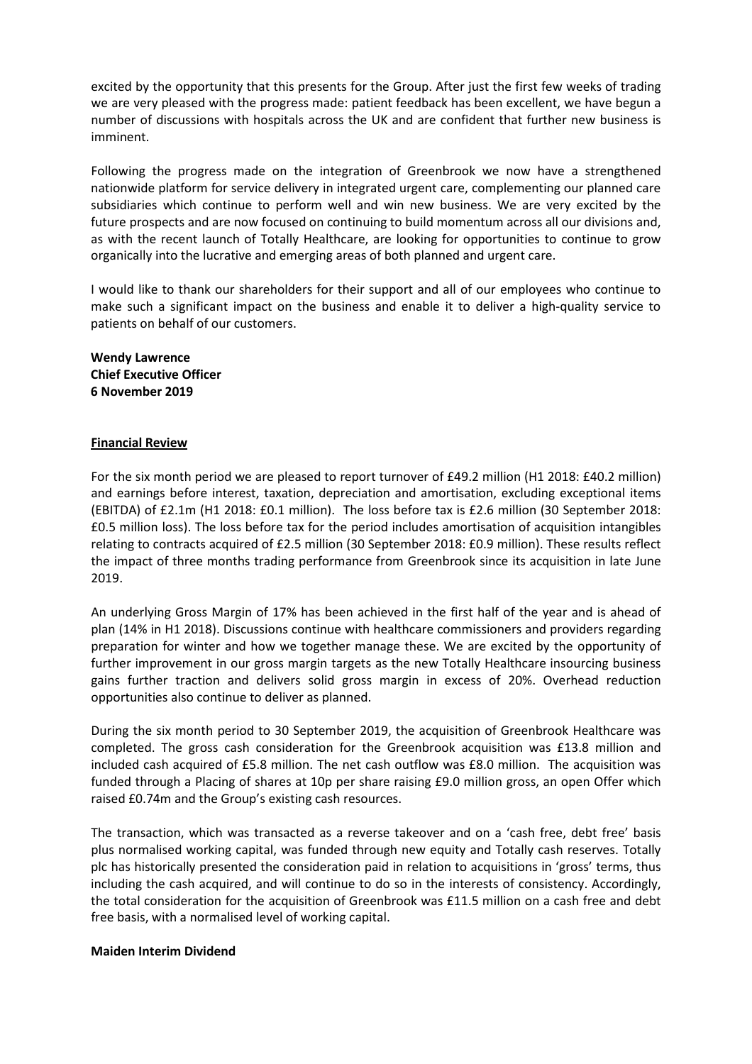excited by the opportunity that this presents for the Group. After just the first few weeks of trading we are very pleased with the progress made: patient feedback has been excellent, we have begun a number of discussions with hospitals across the UK and are confident that further new business is imminent.

Following the progress made on the integration of Greenbrook we now have a strengthened nationwide platform for service delivery in integrated urgent care, complementing our planned care subsidiaries which continue to perform well and win new business. We are very excited by the future prospects and are now focused on continuing to build momentum across all our divisions and, as with the recent launch of Totally Healthcare, are looking for opportunities to continue to grow organically into the lucrative and emerging areas of both planned and urgent care.

I would like to thank our shareholders for their support and all of our employees who continue to make such a significant impact on the business and enable it to deliver a high-quality service to patients on behalf of our customers.

**Wendy Lawrence**
**Chief Executive Officer**
**6 November 2019**

## Financial Review

For the six month period we are pleased to report turnover of £49.2 million (H1 2018: £40.2 million) and earnings before interest, taxation, depreciation and amortisation, excluding exceptional items (EBITDA) of £2.1m (H1 2018: £0.1 million). The loss before tax is £2.6 million (30 September 2018: £0.5 million loss). The loss before tax for the period includes amortisation of acquisition intangibles relating to contracts acquired of £2.5 million (30 September 2018: £0.9 million). These results reflect the impact of three months trading performance from Greenbrook since its acquisition in late June 2019.

An underlying Gross Margin of 17% has been achieved in the first half of the year and is ahead of plan (14% in H1 2018). Discussions continue with healthcare commissioners and providers regarding preparation for winter and how we together manage these. We are excited by the opportunity of further improvement in our gross margin targets as the new Totally Healthcare insourcing business gains further traction and delivers solid gross margin in excess of 20%. Overhead reduction opportunities also continue to deliver as planned.

During the six month period to 30 September 2019, the acquisition of Greenbrook Healthcare was completed. The gross cash consideration for the Greenbrook acquisition was £13.8 million and included cash acquired of £5.8 million. The net cash outflow was £8.0 million. The acquisition was funded through a Placing of shares at 10p per share raising £9.0 million gross, an open Offer which raised £0.74m and the Group's existing cash resources.

The transaction, which was transacted as a reverse takeover and on a 'cash free, debt free' basis plus normalised working capital, was funded through new equity and Totally cash reserves. Totally plc has historically presented the consideration paid in relation to acquisitions in 'gross' terms, thus including the cash acquired, and will continue to do so in the interests of consistency. Accordingly, the total consideration for the acquisition of Greenbrook was £11.5 million on a cash free and debt free basis, with a normalised level of working capital.

**Maiden Interim Dividend**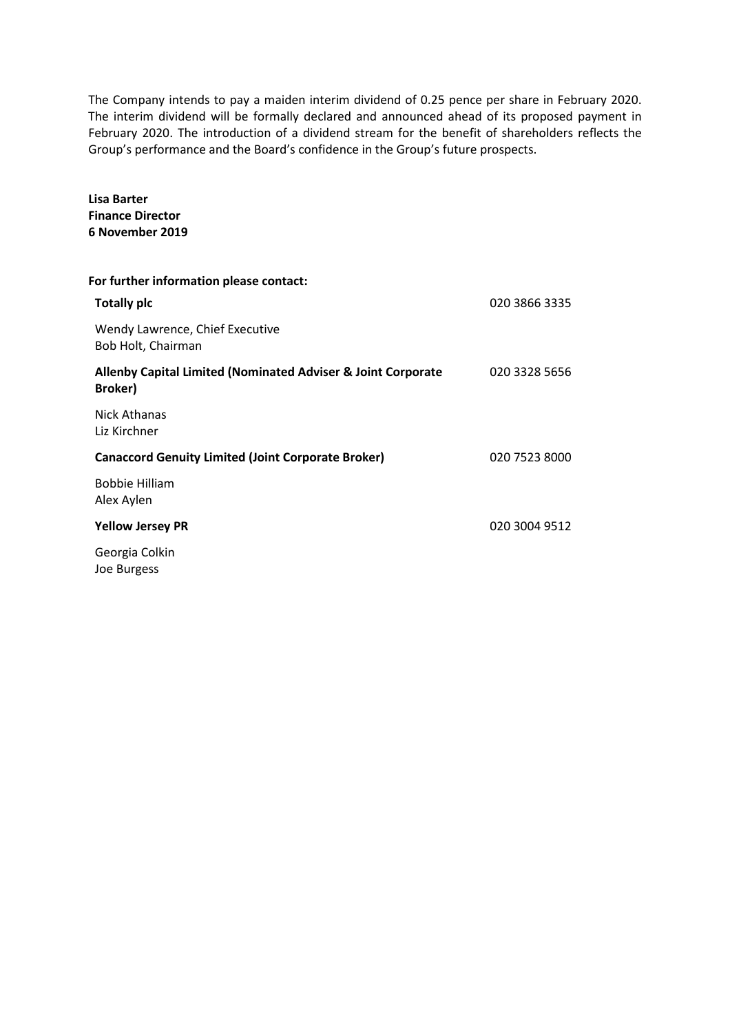The Company intends to pay a maiden interim dividend of 0.25 pence per share in February 2020. The interim dividend will be formally declared and announced ahead of its proposed payment in February 2020. The introduction of a dividend stream for the benefit of shareholders reflects the Group's performance and the Board's confidence in the Group's future prospects.

**Lisa Barter**
**Finance Director**
**6 November 2019**

**For further information please contact:**

| | |
|---|---|
| **Totally plc** | 020 3866 3335 |
| Wendy Lawrence, Chief Executive<br>Bob Holt, Chairman | |
| **Allenby Capital Limited (Nominated Adviser & Joint Corporate Broker)** | 020 3328 5656 |
| Nick Athanas<br>Liz Kirchner | |
| **Canaccord Genuity Limited (Joint Corporate Broker)** | 020 7523 8000 |
| Bobbie Hilliam<br>Alex Aylen | |
| **Yellow Jersey PR** | 020 3004 9512 |
| Georgia Colkin<br>Joe Burgess | |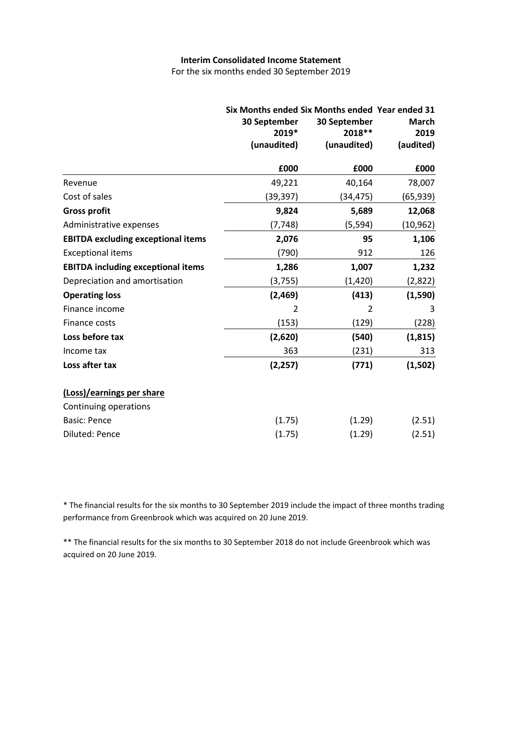**Interim Consolidated Income Statement**

For the six months ended 30 September 2019

| | Six Months ended 30 September 2019* (unaudited) | Six Months ended 30 September 2018** (unaudited) | Year ended 31 March 2019 (audited) |
|---|---|---|---|
| | £000 | £000 | £000 |
| Revenue | 49,221 | 40,164 | 78,007 |
| Cost of sales | (39,397) | (34,475) | (65,939) |
| **Gross profit** | **9,824** | **5,689** | **12,068** |
| Administrative expenses | (7,748) | (5,594) | (10,962) |
| **EBITDA excluding exceptional items** | **2,076** | **95** | **1,106** |
| Exceptional items | (790) | 912 | 126 |
| **EBITDA including exceptional items** | **1,286** | **1,007** | **1,232** |
| Depreciation and amortisation | (3,755) | (1,420) | (2,822) |
| **Operating loss** | **(2,469)** | **(413)** | **(1,590)** |
| Finance income | 2 | 2 | 3 |
| Finance costs | (153) | (129) | (228) |
| **Loss before tax** | **(2,620)** | **(540)** | **(1,815)** |
| Income tax | 363 | (231) | 313 |
| **Loss after tax** | **(2,257)** | **(771)** | **(1,502)** |
| | | | |
| **(Loss)/earnings per share** | | | |
| Continuing operations | | | |
| Basic: Pence | (1.75) | (1.29) | (2.51) |
| Diluted: Pence | (1.75) | (1.29) | (2.51) |

* The financial results for the six months to 30 September 2019 include the impact of three months trading performance from Greenbrook which was acquired on 20 June 2019.

** The financial results for the six months to 30 September 2018 do not include Greenbrook which was acquired on 20 June 2019.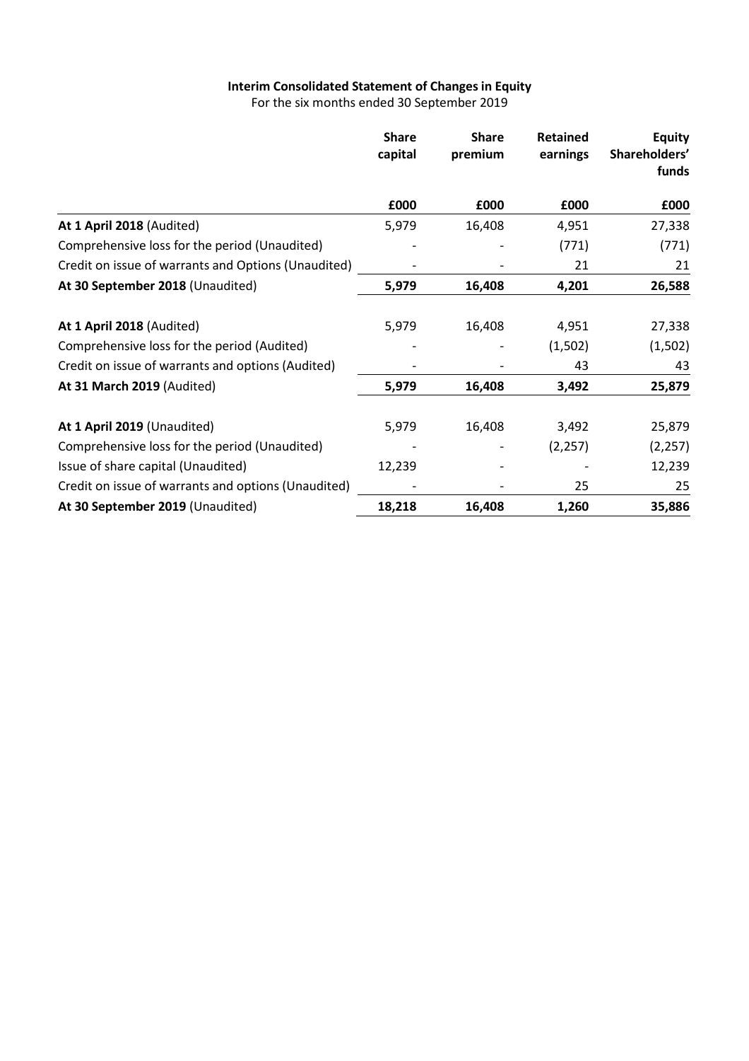**Interim Consolidated Statement of Changes in Equity**

For the six months ended 30 September 2019

| | Share capital | Share premium | Retained earnings | Equity Shareholders' funds |
|---|---|---|---|---|
| | £000 | £000 | £000 | £000 |
| **At 1 April 2018** (Audited) | 5,979 | 16,408 | 4,951 | 27,338 |
| Comprehensive loss for the period (Unaudited) | - | - | (771) | (771) |
| Credit on issue of warrants and Options (Unaudited) | - | - | 21 | 21 |
| **At 30 September 2018** (Unaudited) | **5,979** | **16,408** | **4,201** | **26,588** |
| | | | | |
| **At 1 April 2018** (Audited) | 5,979 | 16,408 | 4,951 | 27,338 |
| Comprehensive loss for the period (Audited) | - | - | (1,502) | (1,502) |
| Credit on issue of warrants and options (Audited) | - | - | 43 | 43 |
| **At 31 March 2019** (Audited) | **5,979** | **16,408** | **3,492** | **25,879** |
| | | | | |
| **At 1 April 2019** (Unaudited) | 5,979 | 16,408 | 3,492 | 25,879 |
| Comprehensive loss for the period (Unaudited) | - | - | (2,257) | (2,257) |
| Issue of share capital (Unaudited) | 12,239 | - | - | 12,239 |
| Credit on issue of warrants and options (Unaudited) | - | - | 25 | 25 |
| **At 30 September 2019** (Unaudited) | **18,218** | **16,408** | **1,260** | **35,886** |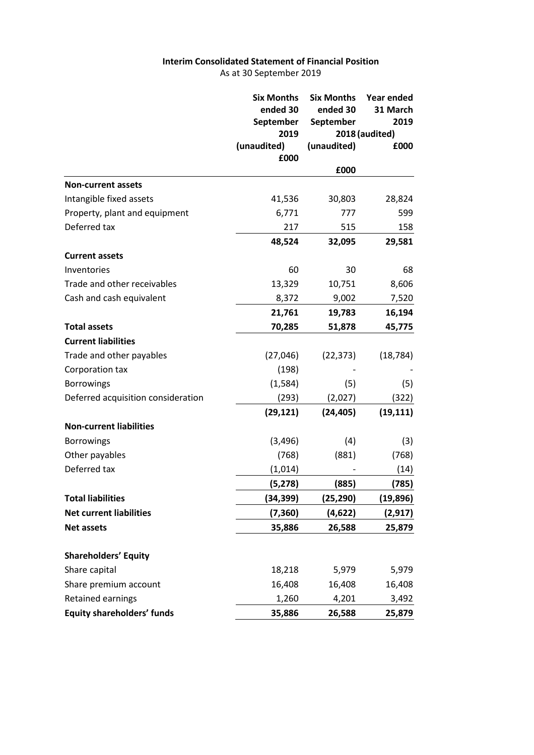**Interim Consolidated Statement of Financial Position**

As at 30 September 2019

| | Six Months ended 30 September 2019 (unaudited) £000 | Six Months ended 30 September 2018 (unaudited) £000 | Year ended 31 March 2019 (audited) £000 |
|---|---|---|---|
| **Non-current assets** | | | |
| Intangible fixed assets | 41,536 | 30,803 | 28,824 |
| Property, plant and equipment | 6,771 | 777 | 599 |
| Deferred tax | 217 | 515 | 158 |
| | **48,524** | **32,095** | **29,581** |
| **Current assets** | | | |
| Inventories | 60 | 30 | 68 |
| Trade and other receivables | 13,329 | 10,751 | 8,606 |
| Cash and cash equivalent | 8,372 | 9,002 | 7,520 |
| | **21,761** | **19,783** | **16,194** |
| **Total assets** | **70,285** | **51,878** | **45,775** |
| **Current liabilities** | | | |
| Trade and other payables | (27,046) | (22,373) | (18,784) |
| Corporation tax | (198) | - | - |
| Borrowings | (1,584) | (5) | (5) |
| Deferred acquisition consideration | (293) | (2,027) | (322) |
| | **(29,121)** | **(24,405)** | **(19,111)** |
| **Non-current liabilities** | | | |
| Borrowings | (3,496) | (4) | (3) |
| Other payables | (768) | (881) | (768) |
| Deferred tax | (1,014) | - | (14) |
| | **(5,278)** | **(885)** | **(785)** |
| **Total liabilities** | **(34,399)** | **(25,290)** | **(19,896)** |
| **Net current liabilities** | **(7,360)** | **(4,622)** | **(2,917)** |
| **Net assets** | **35,886** | **26,588** | **25,879** |
| | | | |
| **Shareholders' Equity** | | | |
| Share capital | 18,218 | 5,979 | 5,979 |
| Share premium account | 16,408 | 16,408 | 16,408 |
| Retained earnings | 1,260 | 4,201 | 3,492 |
| **Equity shareholders' funds** | **35,886** | **26,588** | **25,879** |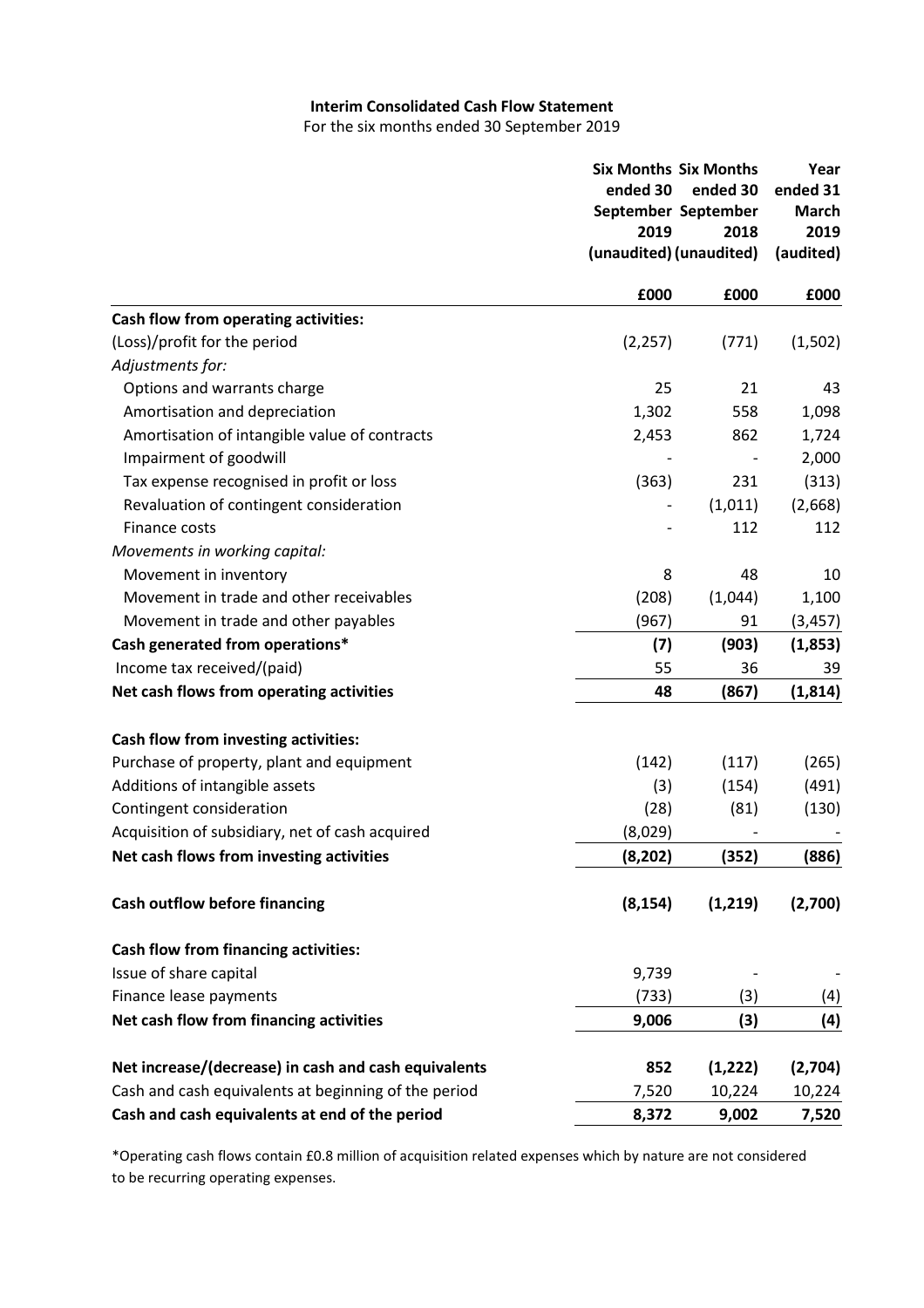**Interim Consolidated Cash Flow Statement**

For the six months ended 30 September 2019

| | Six Months ended 30 September 2019 (unaudited) | Six Months ended 30 September 2018 (unaudited) | Year ended 31 March 2019 (audited) |
|---|---|---|---|
| | £000 | £000 | £000 |
| **Cash flow from operating activities:** | | | |
| (Loss)/profit for the period | (2,257) | (771) | (1,502) |
| *Adjustments for:* | | | |
| Options and warrants charge | 25 | 21 | 43 |
| Amortisation and depreciation | 1,302 | 558 | 1,098 |
| Amortisation of intangible value of contracts | 2,453 | 862 | 1,724 |
| Impairment of goodwill | - | - | 2,000 |
| Tax expense recognised in profit or loss | (363) | 231 | (313) |
| Revaluation of contingent consideration | - | (1,011) | (2,668) |
| Finance costs | - | 112 | 112 |
| *Movements in working capital:* | | | |
| Movement in inventory | 8 | 48 | 10 |
| Movement in trade and other receivables | (208) | (1,044) | 1,100 |
| Movement in trade and other payables | (967) | 91 | (3,457) |
| **Cash generated from operations*** | **(7)** | **(903)** | **(1,853)** |
| Income tax received/(paid) | 55 | 36 | 39 |
| **Net cash flows from operating activities** | **48** | **(867)** | **(1,814)** |
| | | | |
| **Cash flow from investing activities:** | | | |
| Purchase of property, plant and equipment | (142) | (117) | (265) |
| Additions of intangible assets | (3) | (154) | (491) |
| Contingent consideration | (28) | (81) | (130) |
| Acquisition of subsidiary, net of cash acquired | (8,029) | - | - |
| **Net cash flows from investing activities** | **(8,202)** | **(352)** | **(886)** |
| | | | |
| **Cash outflow before financing** | **(8,154)** | **(1,219)** | **(2,700)** |
| | | | |
| **Cash flow from financing activities:** | | | |
| Issue of share capital | 9,739 | - | - |
| Finance lease payments | (733) | (3) | (4) |
| **Net cash flow from financing activities** | **9,006** | **(3)** | **(4)** |
| | | | |
| **Net increase/(decrease) in cash and cash equivalents** | **852** | **(1,222)** | **(2,704)** |
| Cash and cash equivalents at beginning of the period | 7,520 | 10,224 | 10,224 |
| **Cash and cash equivalents at end of the period** | **8,372** | **9,002** | **7,520** |

*Operating cash flows contain £0.8 million of acquisition related expenses which by nature are not considered to be recurring operating expenses.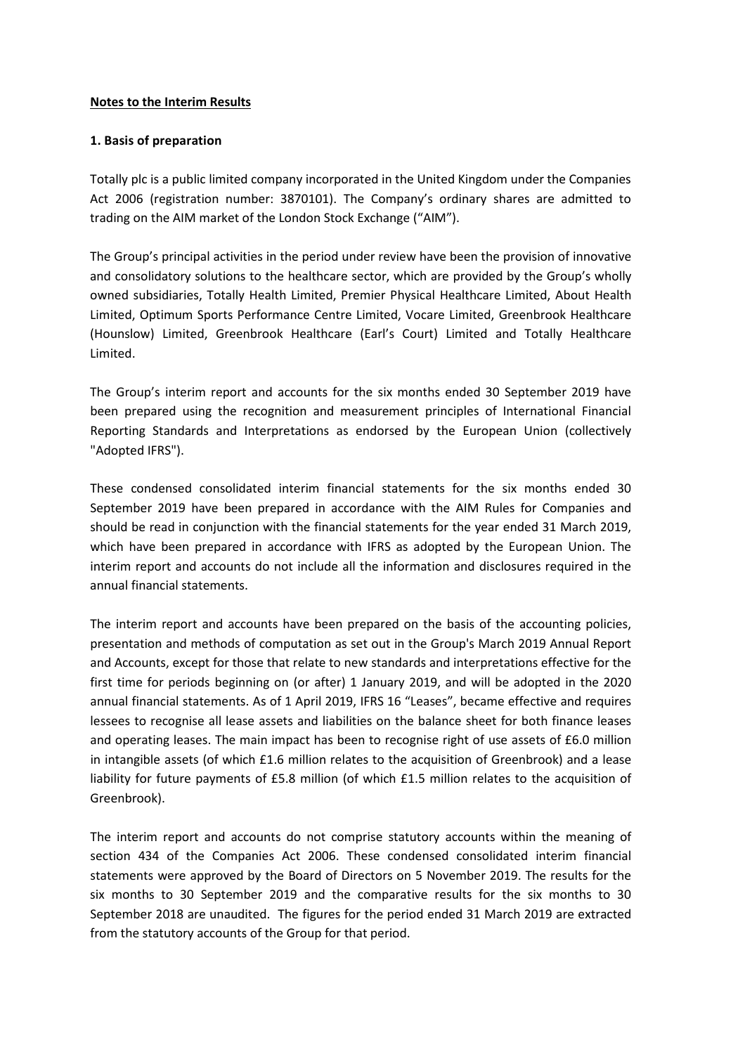## Notes to the Interim Results

### 1. Basis of preparation

Totally plc is a public limited company incorporated in the United Kingdom under the Companies Act 2006 (registration number: 3870101). The Company's ordinary shares are admitted to trading on the AIM market of the London Stock Exchange ("AIM").

The Group's principal activities in the period under review have been the provision of innovative and consolidatory solutions to the healthcare sector, which are provided by the Group's wholly owned subsidiaries, Totally Health Limited, Premier Physical Healthcare Limited, About Health Limited, Optimum Sports Performance Centre Limited, Vocare Limited, Greenbrook Healthcare (Hounslow) Limited, Greenbrook Healthcare (Earl's Court) Limited and Totally Healthcare Limited.

The Group's interim report and accounts for the six months ended 30 September 2019 have been prepared using the recognition and measurement principles of International Financial Reporting Standards and Interpretations as endorsed by the European Union (collectively "Adopted IFRS").

These condensed consolidated interim financial statements for the six months ended 30 September 2019 have been prepared in accordance with the AIM Rules for Companies and should be read in conjunction with the financial statements for the year ended 31 March 2019, which have been prepared in accordance with IFRS as adopted by the European Union. The interim report and accounts do not include all the information and disclosures required in the annual financial statements.

The interim report and accounts have been prepared on the basis of the accounting policies, presentation and methods of computation as set out in the Group's March 2019 Annual Report and Accounts, except for those that relate to new standards and interpretations effective for the first time for periods beginning on (or after) 1 January 2019, and will be adopted in the 2020 annual financial statements. As of 1 April 2019, IFRS 16 "Leases", became effective and requires lessees to recognise all lease assets and liabilities on the balance sheet for both finance leases and operating leases. The main impact has been to recognise right of use assets of £6.0 million in intangible assets (of which £1.6 million relates to the acquisition of Greenbrook) and a lease liability for future payments of £5.8 million (of which £1.5 million relates to the acquisition of Greenbrook).

The interim report and accounts do not comprise statutory accounts within the meaning of section 434 of the Companies Act 2006. These condensed consolidated interim financial statements were approved by the Board of Directors on 5 November 2019. The results for the six months to 30 September 2019 and the comparative results for the six months to 30 September 2018 are unaudited. The figures for the period ended 31 March 2019 are extracted from the statutory accounts of the Group for that period.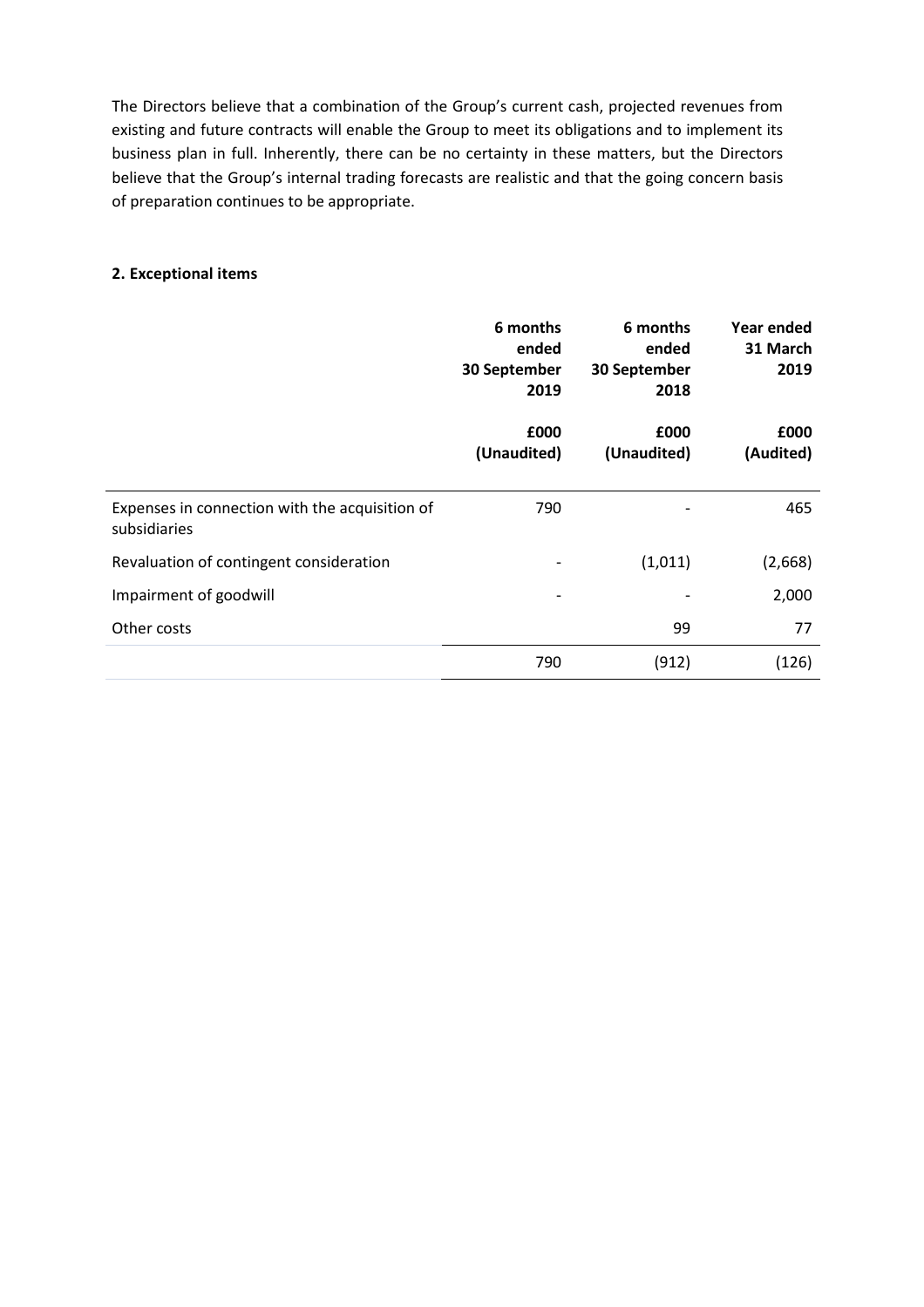The Directors believe that a combination of the Group's current cash, projected revenues from existing and future contracts will enable the Group to meet its obligations and to implement its business plan in full. Inherently, there can be no certainty in these matters, but the Directors believe that the Group's internal trading forecasts are realistic and that the going concern basis of preparation continues to be appropriate.

**2. Exceptional items**

| | 6 months ended 30 September 2019 | 6 months ended 30 September 2018 | Year ended 31 March 2019 |
|---|---|---|---|
| | £000 (Unaudited) | £000 (Unaudited) | £000 (Audited) |
| Expenses in connection with the acquisition of subsidiaries | 790 | - | 465 |
| Revaluation of contingent consideration | - | (1,011) | (2,668) |
| Impairment of goodwill | - | - | 2,000 |
| Other costs | | 99 | 77 |
| | 790 | (912) | (126) |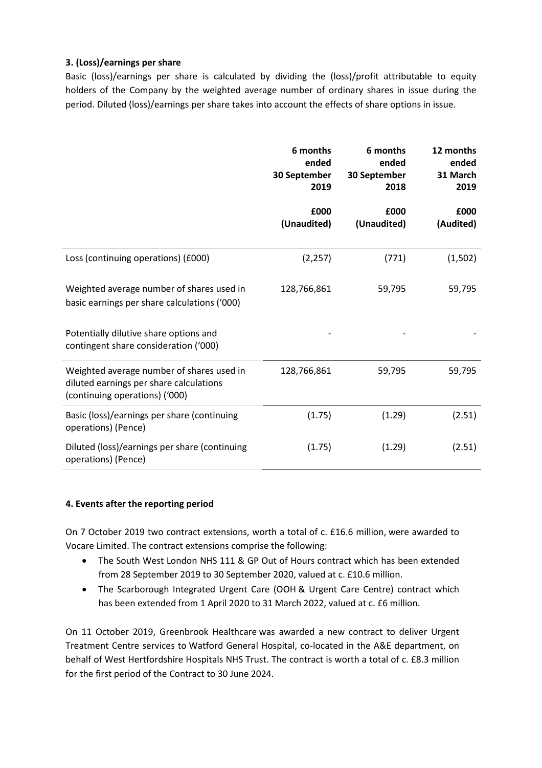### 3. (Loss)/earnings per share

Basic (loss)/earnings per share is calculated by dividing the (loss)/profit attributable to equity holders of the Company by the weighted average number of ordinary shares in issue during the period. Diluted (loss)/earnings per share takes into account the effects of share options in issue.

| | 6 months ended 30 September 2019 | 6 months ended 30 September 2018 | 12 months ended 31 March 2019 |
|---|---|---|---|
| | £000 (Unaudited) | £000 (Unaudited) | £000 (Audited) |
| Loss (continuing operations) (£000) | (2,257) | (771) | (1,502) |
| Weighted average number of shares used in basic earnings per share calculations ('000) | 128,766,861 | 59,795 | 59,795 |
| Potentially dilutive share options and contingent share consideration ('000) | - | - | - |
| Weighted average number of shares used in diluted earnings per share calculations (continuing operations) ('000) | 128,766,861 | 59,795 | 59,795 |
| Basic (loss)/earnings per share (continuing operations) (Pence) | (1.75) | (1.29) | (2.51) |
| Diluted (loss)/earnings per share (continuing operations) (Pence) | (1.75) | (1.29) | (2.51) |

### 4. Events after the reporting period

On 7 October 2019 two contract extensions, worth a total of c. £16.6 million, were awarded to Vocare Limited. The contract extensions comprise the following:

- The South West London NHS 111 & GP Out of Hours contract which has been extended from 28 September 2019 to 30 September 2020, valued at c. £10.6 million.
- The Scarborough Integrated Urgent Care (OOH & Urgent Care Centre) contract which has been extended from 1 April 2020 to 31 March 2022, valued at c. £6 million.

On 11 October 2019, Greenbrook Healthcare was awarded a new contract to deliver Urgent Treatment Centre services to Watford General Hospital, co-located in the A&E department, on behalf of West Hertfordshire Hospitals NHS Trust. The contract is worth a total of c. £8.3 million for the first period of the Contract to 30 June 2024.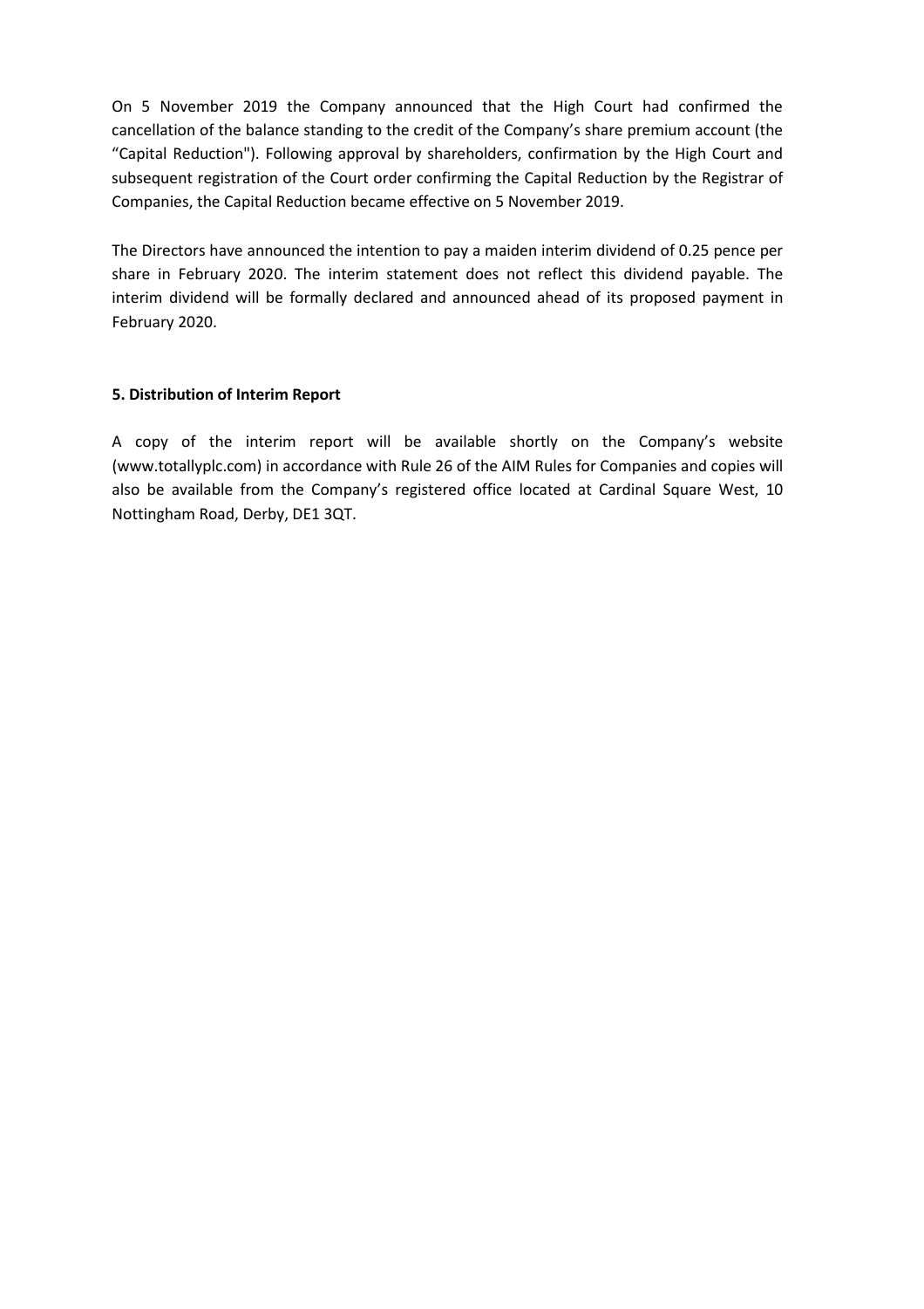On 5 November 2019 the Company announced that the High Court had confirmed the cancellation of the balance standing to the credit of the Company's share premium account (the "Capital Reduction"). Following approval by shareholders, confirmation by the High Court and subsequent registration of the Court order confirming the Capital Reduction by the Registrar of Companies, the Capital Reduction became effective on 5 November 2019.

The Directors have announced the intention to pay a maiden interim dividend of 0.25 pence per share in February 2020. The interim statement does not reflect this dividend payable. The interim dividend will be formally declared and announced ahead of its proposed payment in February 2020.

**5. Distribution of Interim Report**

A copy of the interim report will be available shortly on the Company's website (www.totallyplc.com) in accordance with Rule 26 of the AIM Rules for Companies and copies will also be available from the Company's registered office located at Cardinal Square West, 10 Nottingham Road, Derby, DE1 3QT.